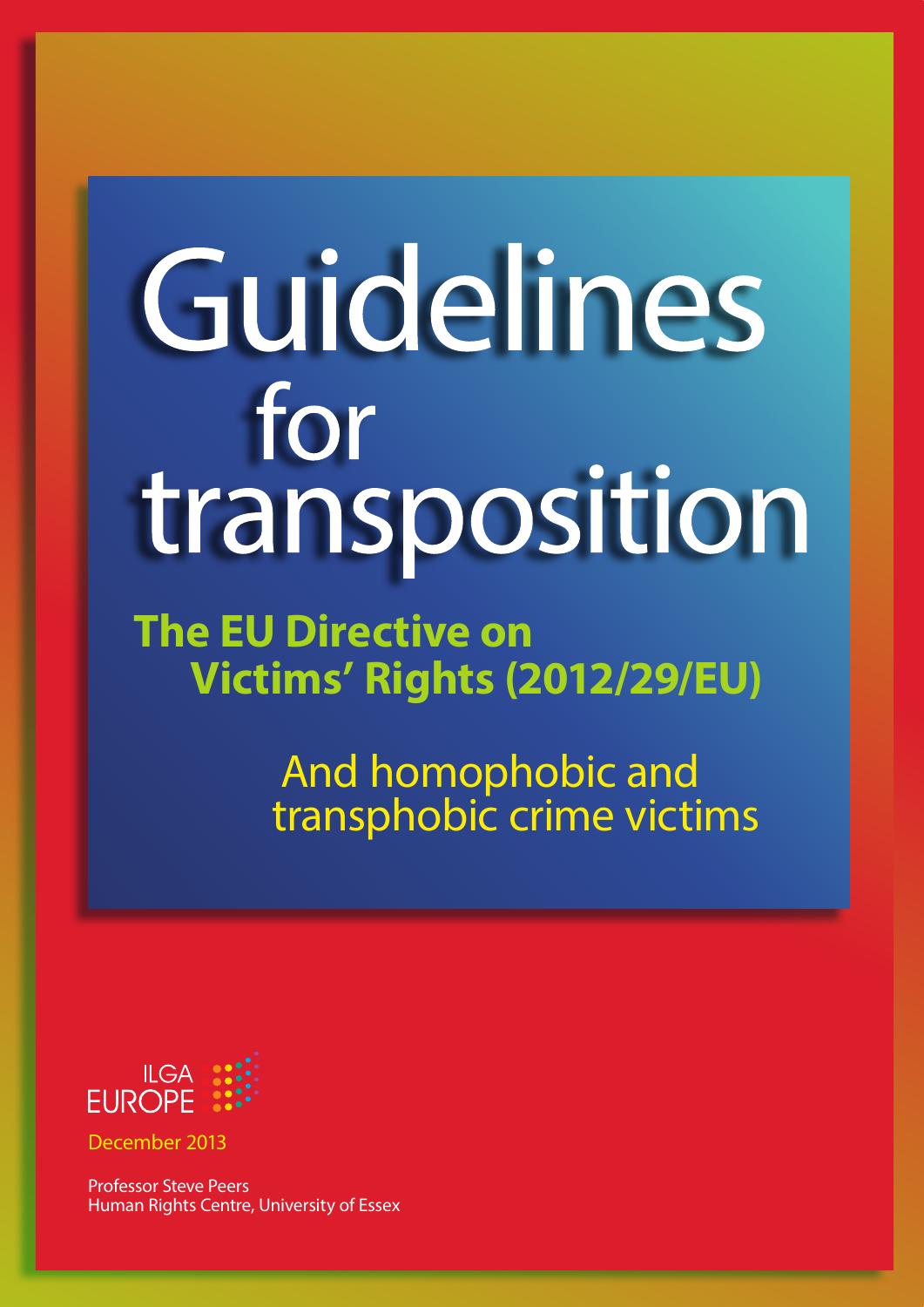# Guidelines for transposition

## The EU Directive on Victims' Rights (2012/29/EU)

### And homophobic and transphobic crime victims

ILGA EUROPE

December 2013

Professor Steve Peers
Human Rights Centre, University of Essex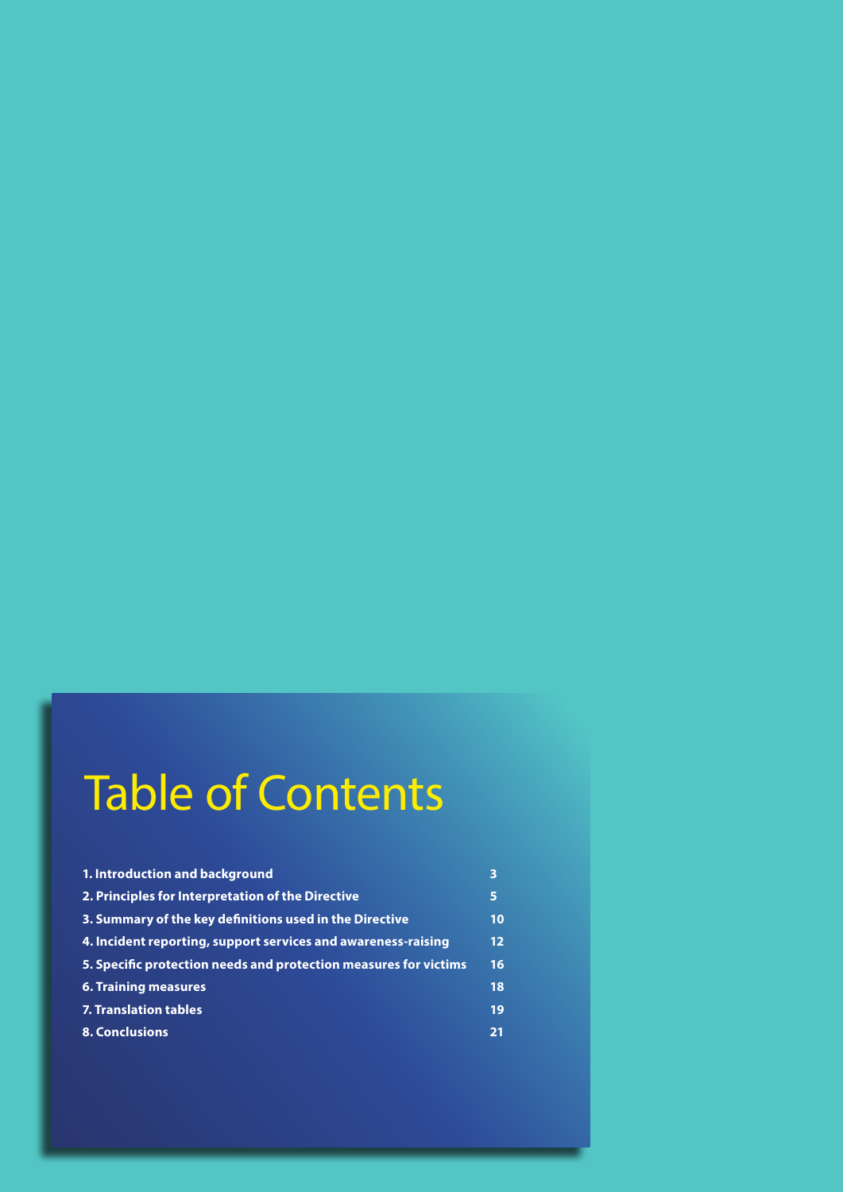# Table of Contents

| | |
|---|---|
| **1. Introduction and background** | **3** |
| **2. Principles for Interpretation of the Directive** | **5** |
| **3. Summary of the key definitions used in the Directive** | **10** |
| **4. Incident reporting, support services and awareness-raising** | **12** |
| **5. Specific protection needs and protection measures for victims** | **16** |
| **6. Training measures** | **18** |
| **7. Translation tables** | **19** |
| **8. Conclusions** | **21** |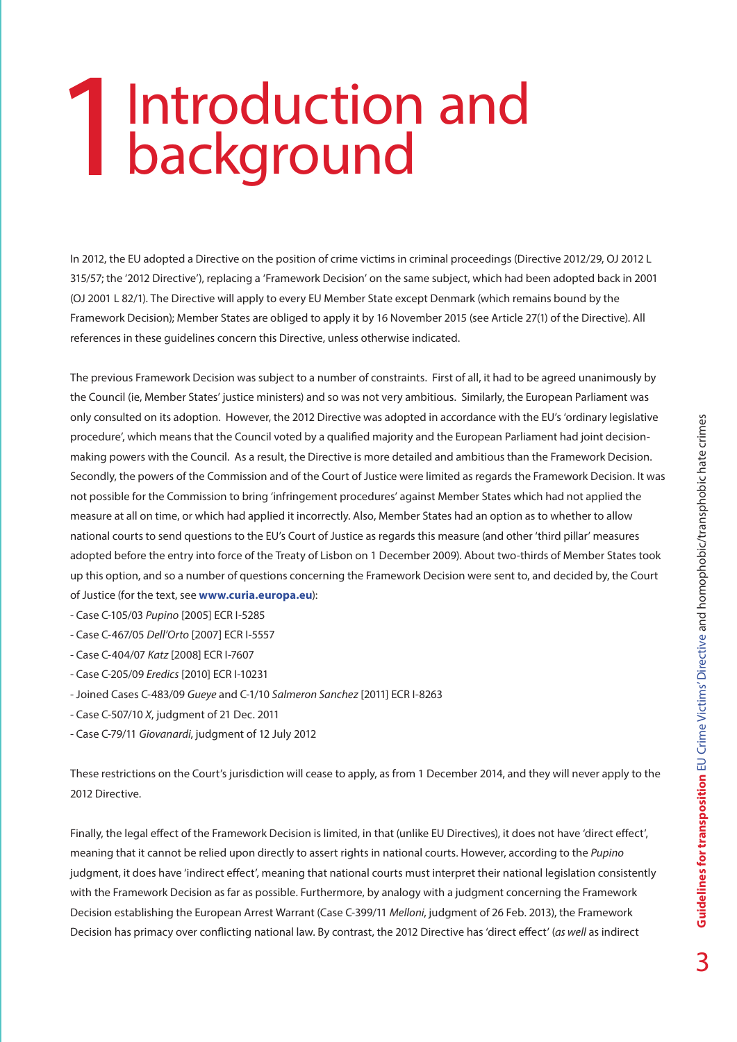# 1 Introduction and background

In 2012, the EU adopted a Directive on the position of crime victims in criminal proceedings (Directive 2012/29, OJ 2012 L 315/57; the '2012 Directive'), replacing a 'Framework Decision' on the same subject, which had been adopted back in 2001 (OJ 2001 L 82/1). The Directive will apply to every EU Member State except Denmark (which remains bound by the Framework Decision); Member States are obliged to apply it by 16 November 2015 (see Article 27(1) of the Directive). All references in these guidelines concern this Directive, unless otherwise indicated.

The previous Framework Decision was subject to a number of constraints. First of all, it had to be agreed unanimously by the Council (ie, Member States' justice ministers) and so was not very ambitious. Similarly, the European Parliament was only consulted on its adoption. However, the 2012 Directive was adopted in accordance with the EU's 'ordinary legislative procedure', which means that the Council voted by a qualified majority and the European Parliament had joint decision-making powers with the Council. As a result, the Directive is more detailed and ambitious than the Framework Decision. Secondly, the powers of the Commission and of the Court of Justice were limited as regards the Framework Decision. It was not possible for the Commission to bring 'infringement procedures' against Member States which had not applied the measure at all on time, or which had applied it incorrectly. Also, Member States had an option as to whether to allow national courts to send questions to the EU's Court of Justice as regards this measure (and other 'third pillar' measures adopted before the entry into force of the Treaty of Lisbon on 1 December 2009). About two-thirds of Member States took up this option, and so a number of questions concerning the Framework Decision were sent to, and decided by, the Court of Justice (for the text, see **www.curia.europa.eu**):

- Case C-105/03 *Pupino* [2005] ECR I-5285
- Case C-467/05 *Dell'Orto* [2007] ECR I-5557
- Case C-404/07 *Katz* [2008] ECR I-7607
- Case C-205/09 *Eredics* [2010] ECR I-10231
- Joined Cases C-483/09 *Gueye* and C-1/10 *Salmeron Sanchez* [2011] ECR I-8263
- Case C-507/10 *X*, judgment of 21 Dec. 2011
- Case C-79/11 *Giovanardi*, judgment of 12 July 2012

These restrictions on the Court's jurisdiction will cease to apply, as from 1 December 2014, and they will never apply to the 2012 Directive.

Finally, the legal effect of the Framework Decision is limited, in that (unlike EU Directives), it does not have 'direct effect', meaning that it cannot be relied upon directly to assert rights in national courts. However, according to the *Pupino* judgment, it does have 'indirect effect', meaning that national courts must interpret their national legislation consistently with the Framework Decision as far as possible. Furthermore, by analogy with a judgment concerning the Framework Decision establishing the European Arrest Warrant (Case C-399/11 *Melloni*, judgment of 26 Feb. 2013), the Framework Decision has primacy over conflicting national law. By contrast, the 2012 Directive has 'direct effect' (*as well* as indirect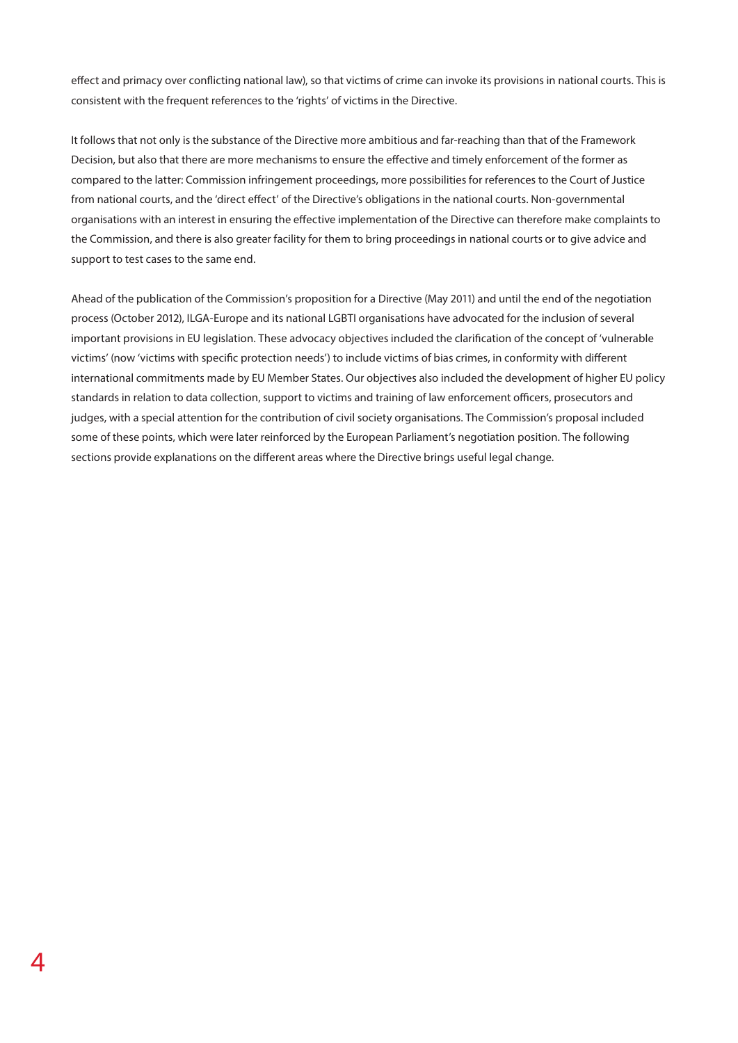effect and primacy over conflicting national law), so that victims of crime can invoke its provisions in national courts. This is consistent with the frequent references to the 'rights' of victims in the Directive.

It follows that not only is the substance of the Directive more ambitious and far-reaching than that of the Framework Decision, but also that there are more mechanisms to ensure the effective and timely enforcement of the former as compared to the latter: Commission infringement proceedings, more possibilities for references to the Court of Justice from national courts, and the 'direct effect' of the Directive's obligations in the national courts. Non-governmental organisations with an interest in ensuring the effective implementation of the Directive can therefore make complaints to the Commission, and there is also greater facility for them to bring proceedings in national courts or to give advice and support to test cases to the same end.

Ahead of the publication of the Commission's proposition for a Directive (May 2011) and until the end of the negotiation process (October 2012), ILGA-Europe and its national LGBTI organisations have advocated for the inclusion of several important provisions in EU legislation. These advocacy objectives included the clarification of the concept of 'vulnerable victims' (now 'victims with specific protection needs') to include victims of bias crimes, in conformity with different international commitments made by EU Member States. Our objectives also included the development of higher EU policy standards in relation to data collection, support to victims and training of law enforcement officers, prosecutors and judges, with a special attention for the contribution of civil society organisations. The Commission's proposal included some of these points, which were later reinforced by the European Parliament's negotiation position. The following sections provide explanations on the different areas where the Directive brings useful legal change.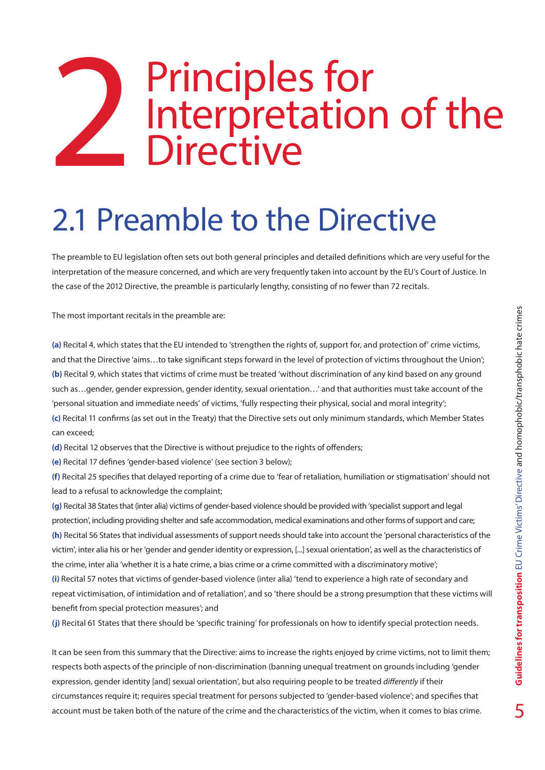# 2 Principles for Interpretation of the Directive

## 2.1 Preamble to the Directive

The preamble to EU legislation often sets out both general principles and detailed definitions which are very useful for the interpretation of the measure concerned, and which are very frequently taken into account by the EU's Court of Justice. In the case of the 2012 Directive, the preamble is particularly lengthy, consisting of no fewer than 72 recitals.

The most important recitals in the preamble are:

**(a)** Recital 4, which states that the EU intended to 'strengthen the rights of, support for, and protection of' crime victims, and that the Directive 'aims…to take significant steps forward in the level of protection of victims throughout the Union';
**(b)** Recital 9, which states that victims of crime must be treated 'without discrimination of any kind based on any ground such as…gender, gender expression, gender identity, sexual orientation…' and that authorities must take account of the 'personal situation and immediate needs' of victims, 'fully respecting their physical, social and moral integrity';
**(c)** Recital 11 confirms (as set out in the Treaty) that the Directive sets out only minimum standards, which Member States can exceed;
**(d)** Recital 12 observes that the Directive is without prejudice to the rights of offenders;
**(e)** Recital 17 defines 'gender-based violence' (see section 3 below);
**(f)** Recital 25 specifies that delayed reporting of a crime due to 'fear of retaliation, humiliation or stigmatisation' should not lead to a refusal to acknowledge the complaint;
**(g)** Recital 38 States that (inter alia) victims of gender-based violence should be provided with 'specialist support and legal protection', including providing shelter and safe accommodation, medical examinations and other forms of support and care;
**(h)** Recital 56 States that individual assessments of support needs should take into account the 'personal characteristics of the victim', inter alia his or her 'gender and gender identity or expression, [...] sexual orientation', as well as the characteristics of the crime, inter alia 'whether it is a hate crime, a bias crime or a crime committed with a discriminatory motive';
**(i)** Recital 57 notes that victims of gender-based violence (inter alia) 'tend to experience a high rate of secondary and repeat victimisation, of intimidation and of retaliation', and so 'there should be a strong presumption that these victims will benefit from special protection measures'; and
**(j)** Recital 61 States that there should be 'specific training' for professionals on how to identify special protection needs.

It can be seen from this summary that the Directive: aims to increase the rights enjoyed by crime victims, not to limit them; respects both aspects of the principle of non-discrimination (banning unequal treatment on grounds including 'gender expression, gender identity [and] sexual orientation', but also requiring people to be treated *differently* if their circumstances require it; requires special treatment for persons subjected to 'gender-based violence'; and specifies that account must be taken both of the nature of the crime and the characteristics of the victim, when it comes to bias crime.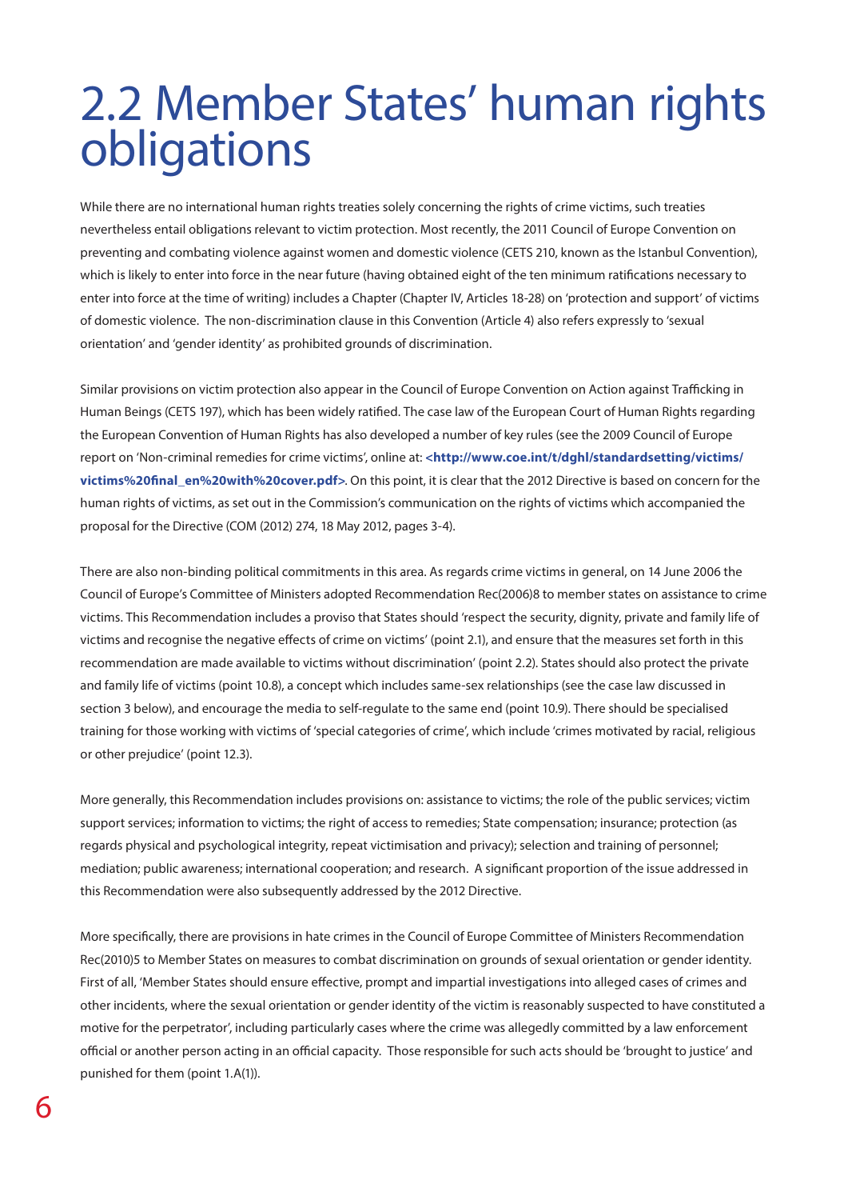# 2.2 Member States' human rights obligations

While there are no international human rights treaties solely concerning the rights of crime victims, such treaties nevertheless entail obligations relevant to victim protection. Most recently, the 2011 Council of Europe Convention on preventing and combating violence against women and domestic violence (CETS 210, known as the Istanbul Convention), which is likely to enter into force in the near future (having obtained eight of the ten minimum ratifications necessary to enter into force at the time of writing) includes a Chapter (Chapter IV, Articles 18-28) on 'protection and support' of victims of domestic violence. The non-discrimination clause in this Convention (Article 4) also refers expressly to 'sexual orientation' and 'gender identity' as prohibited grounds of discrimination.

Similar provisions on victim protection also appear in the Council of Europe Convention on Action against Trafficking in Human Beings (CETS 197), which has been widely ratified. The case law of the European Court of Human Rights regarding the European Convention of Human Rights has also developed a number of key rules (see the 2009 Council of Europe report on 'Non-criminal remedies for crime victims', online at: **<http://www.coe.int/t/dghl/standardsetting/victims/victims%20final_en%20with%20cover.pdf>**. On this point, it is clear that the 2012 Directive is based on concern for the human rights of victims, as set out in the Commission's communication on the rights of victims which accompanied the proposal for the Directive (COM (2012) 274, 18 May 2012, pages 3-4).

There are also non-binding political commitments in this area. As regards crime victims in general, on 14 June 2006 the Council of Europe's Committee of Ministers adopted Recommendation Rec(2006)8 to member states on assistance to crime victims. This Recommendation includes a proviso that States should 'respect the security, dignity, private and family life of victims and recognise the negative effects of crime on victims' (point 2.1), and ensure that the measures set forth in this recommendation are made available to victims without discrimination' (point 2.2). States should also protect the private and family life of victims (point 10.8), a concept which includes same-sex relationships (see the case law discussed in section 3 below), and encourage the media to self-regulate to the same end (point 10.9). There should be specialised training for those working with victims of 'special categories of crime', which include 'crimes motivated by racial, religious or other prejudice' (point 12.3).

More generally, this Recommendation includes provisions on: assistance to victims; the role of the public services; victim support services; information to victims; the right of access to remedies; State compensation; insurance; protection (as regards physical and psychological integrity, repeat victimisation and privacy); selection and training of personnel; mediation; public awareness; international cooperation; and research. A significant proportion of the issue addressed in this Recommendation were also subsequently addressed by the 2012 Directive.

More specifically, there are provisions in hate crimes in the Council of Europe Committee of Ministers Recommendation Rec(2010)5 to Member States on measures to combat discrimination on grounds of sexual orientation or gender identity. First of all, 'Member States should ensure effective, prompt and impartial investigations into alleged cases of crimes and other incidents, where the sexual orientation or gender identity of the victim is reasonably suspected to have constituted a motive for the perpetrator', including particularly cases where the crime was allegedly committed by a law enforcement official or another person acting in an official capacity. Those responsible for such acts should be 'brought to justice' and punished for them (point 1.A(1)).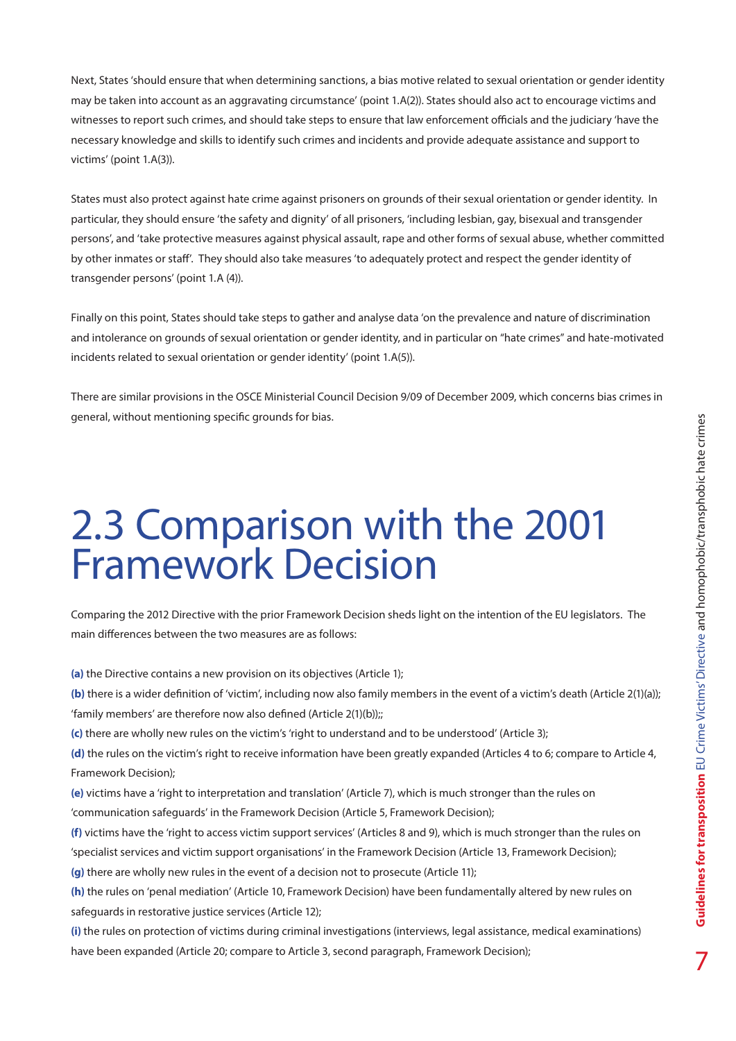Next, States 'should ensure that when determining sanctions, a bias motive related to sexual orientation or gender identity may be taken into account as an aggravating circumstance' (point 1.A(2)). States should also act to encourage victims and witnesses to report such crimes, and should take steps to ensure that law enforcement officials and the judiciary 'have the necessary knowledge and skills to identify such crimes and incidents and provide adequate assistance and support to victims' (point 1.A(3)).

States must also protect against hate crime against prisoners on grounds of their sexual orientation or gender identity. In particular, they should ensure 'the safety and dignity' of all prisoners, 'including lesbian, gay, bisexual and transgender persons', and 'take protective measures against physical assault, rape and other forms of sexual abuse, whether committed by other inmates or staff'. They should also take measures 'to adequately protect and respect the gender identity of transgender persons' (point 1.A (4)).

Finally on this point, States should take steps to gather and analyse data 'on the prevalence and nature of discrimination and intolerance on grounds of sexual orientation or gender identity, and in particular on "hate crimes" and hate-motivated incidents related to sexual orientation or gender identity' (point 1.A(5)).

There are similar provisions in the OSCE Ministerial Council Decision 9/09 of December 2009, which concerns bias crimes in general, without mentioning specific grounds for bias.

## 2.3 Comparison with the 2001 Framework Decision

Comparing the 2012 Directive with the prior Framework Decision sheds light on the intention of the EU legislators. The main differences between the two measures are as follows:

**(a)** the Directive contains a new provision on its objectives (Article 1);
**(b)** there is a wider definition of 'victim', including now also family members in the event of a victim's death (Article 2(1)(a)); 'family members' are therefore now also defined (Article 2(1)(b));;
**(c)** there are wholly new rules on the victim's 'right to understand and to be understood' (Article 3);
**(d)** the rules on the victim's right to receive information have been greatly expanded (Articles 4 to 6; compare to Article 4, Framework Decision);
**(e)** victims have a 'right to interpretation and translation' (Article 7), which is much stronger than the rules on 'communication safeguards' in the Framework Decision (Article 5, Framework Decision);
**(f)** victims have the 'right to access victim support services' (Articles 8 and 9), which is much stronger than the rules on 'specialist services and victim support organisations' in the Framework Decision (Article 13, Framework Decision);
**(g)** there are wholly new rules in the event of a decision not to prosecute (Article 11);
**(h)** the rules on 'penal mediation' (Article 10, Framework Decision) have been fundamentally altered by new rules on safeguards in restorative justice services (Article 12);
**(i)** the rules on protection of victims during criminal investigations (interviews, legal assistance, medical examinations) have been expanded (Article 20; compare to Article 3, second paragraph, Framework Decision);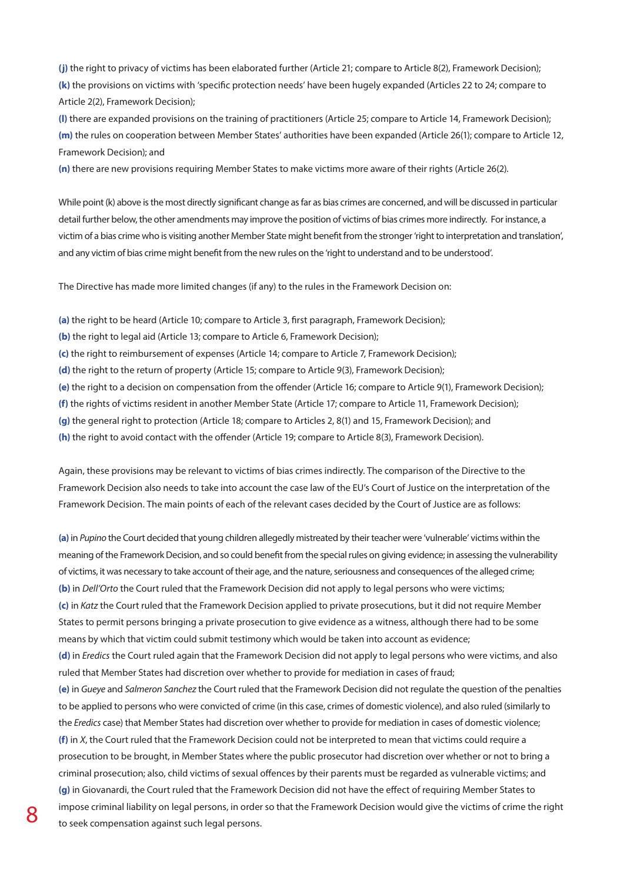**(j)** the right to privacy of victims has been elaborated further (Article 21; compare to Article 8(2), Framework Decision);
**(k)** the provisions on victims with 'specific protection needs' have been hugely expanded (Articles 22 to 24; compare to Article 2(2), Framework Decision);
**(l)** there are expanded provisions on the training of practitioners (Article 25; compare to Article 14, Framework Decision);
**(m)** the rules on cooperation between Member States' authorities have been expanded (Article 26(1); compare to Article 12, Framework Decision); and
**(n)** there are new provisions requiring Member States to make victims more aware of their rights (Article 26(2).

While point (k) above is the most directly significant change as far as bias crimes are concerned, and will be discussed in particular detail further below, the other amendments may improve the position of victims of bias crimes more indirectly. For instance, a victim of a bias crime who is visiting another Member State might benefit from the stronger 'right to interpretation and translation', and any victim of bias crime might benefit from the new rules on the 'right to understand and to be understood'.

The Directive has made more limited changes (if any) to the rules in the Framework Decision on:

**(a)** the right to be heard (Article 10; compare to Article 3, first paragraph, Framework Decision);
**(b)** the right to legal aid (Article 13; compare to Article 6, Framework Decision);
**(c)** the right to reimbursement of expenses (Article 14; compare to Article 7, Framework Decision);
**(d)** the right to the return of property (Article 15; compare to Article 9(3), Framework Decision);
**(e)** the right to a decision on compensation from the offender (Article 16; compare to Article 9(1), Framework Decision);
**(f)** the rights of victims resident in another Member State (Article 17; compare to Article 11, Framework Decision);
**(g)** the general right to protection (Article 18; compare to Articles 2, 8(1) and 15, Framework Decision); and
**(h)** the right to avoid contact with the offender (Article 19; compare to Article 8(3), Framework Decision).

Again, these provisions may be relevant to victims of bias crimes indirectly. The comparison of the Directive to the Framework Decision also needs to take into account the case law of the EU's Court of Justice on the interpretation of the Framework Decision. The main points of each of the relevant cases decided by the Court of Justice are as follows:

**(a)** in *Pupino* the Court decided that young children allegedly mistreated by their teacher were 'vulnerable' victims within the meaning of the Framework Decision, and so could benefit from the special rules on giving evidence; in assessing the vulnerability of victims, it was necessary to take account of their age, and the nature, seriousness and consequences of the alleged crime;
**(b)** in *Dell'Orto* the Court ruled that the Framework Decision did not apply to legal persons who were victims;
**(c)** in *Katz* the Court ruled that the Framework Decision applied to private prosecutions, but it did not require Member States to permit persons bringing a private prosecution to give evidence as a witness, although there had to be some means by which that victim could submit testimony which would be taken into account as evidence;
**(d)** in *Eredics* the Court ruled again that the Framework Decision did not apply to legal persons who were victims, and also ruled that Member States had discretion over whether to provide for mediation in cases of fraud;
**(e)** in *Gueye* and *Salmeron Sanchez* the Court ruled that the Framework Decision did not regulate the question of the penalties to be applied to persons who were convicted of crime (in this case, crimes of domestic violence), and also ruled (similarly to the *Eredics* case) that Member States had discretion over whether to provide for mediation in cases of domestic violence;
**(f)** in *X*, the Court ruled that the Framework Decision could not be interpreted to mean that victims could require a prosecution to be brought, in Member States where the public prosecutor had discretion over whether or not to bring a criminal prosecution; also, child victims of sexual offences by their parents must be regarded as vulnerable victims; and
**(g)** in Giovanardi, the Court ruled that the Framework Decision did not have the effect of requiring Member States to impose criminal liability on legal persons, in order so that the Framework Decision would give the victims of crime the right to seek compensation against such legal persons.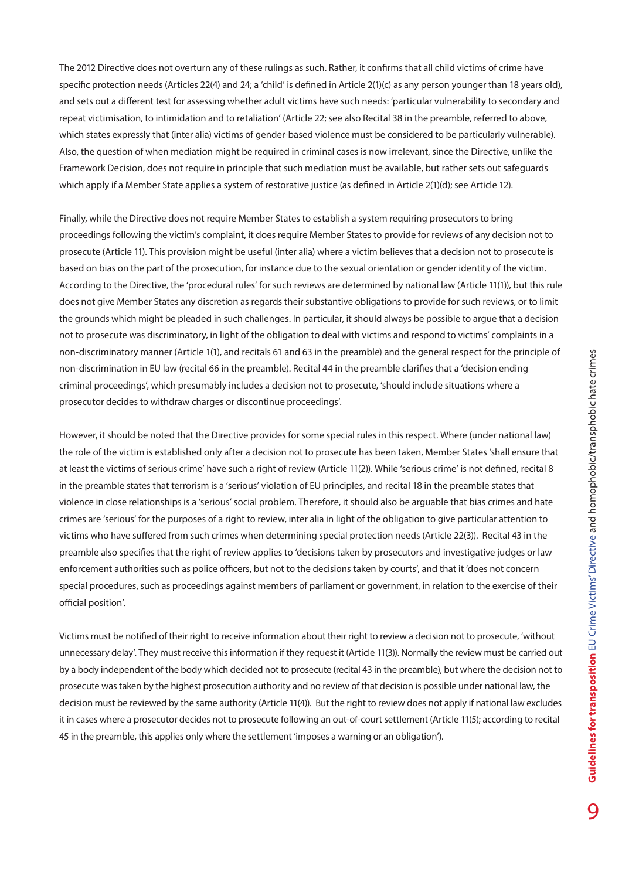The 2012 Directive does not overturn any of these rulings as such. Rather, it confirms that all child victims of crime have specific protection needs (Articles 22(4) and 24; a 'child' is defined in Article 2(1)(c) as any person younger than 18 years old), and sets out a different test for assessing whether adult victims have such needs: 'particular vulnerability to secondary and repeat victimisation, to intimidation and to retaliation' (Article 22; see also Recital 38 in the preamble, referred to above, which states expressly that (inter alia) victims of gender-based violence must be considered to be particularly vulnerable). Also, the question of when mediation might be required in criminal cases is now irrelevant, since the Directive, unlike the Framework Decision, does not require in principle that such mediation must be available, but rather sets out safeguards which apply if a Member State applies a system of restorative justice (as defined in Article 2(1)(d); see Article 12).

Finally, while the Directive does not require Member States to establish a system requiring prosecutors to bring proceedings following the victim's complaint, it does require Member States to provide for reviews of any decision not to prosecute (Article 11). This provision might be useful (inter alia) where a victim believes that a decision not to prosecute is based on bias on the part of the prosecution, for instance due to the sexual orientation or gender identity of the victim. According to the Directive, the 'procedural rules' for such reviews are determined by national law (Article 11(1)), but this rule does not give Member States any discretion as regards their substantive obligations to provide for such reviews, or to limit the grounds which might be pleaded in such challenges. In particular, it should always be possible to argue that a decision not to prosecute was discriminatory, in light of the obligation to deal with victims and respond to victims' complaints in a non-discriminatory manner (Article 1(1), and recitals 61 and 63 in the preamble) and the general respect for the principle of non-discrimination in EU law (recital 66 in the preamble). Recital 44 in the preamble clarifies that a 'decision ending criminal proceedings', which presumably includes a decision not to prosecute, 'should include situations where a prosecutor decides to withdraw charges or discontinue proceedings'.

However, it should be noted that the Directive provides for some special rules in this respect. Where (under national law) the role of the victim is established only after a decision not to prosecute has been taken, Member States 'shall ensure that at least the victims of serious crime' have such a right of review (Article 11(2)). While 'serious crime' is not defined, recital 8 in the preamble states that terrorism is a 'serious' violation of EU principles, and recital 18 in the preamble states that violence in close relationships is a 'serious' social problem. Therefore, it should also be arguable that bias crimes and hate crimes are 'serious' for the purposes of a right to review, inter alia in light of the obligation to give particular attention to victims who have suffered from such crimes when determining special protection needs (Article 22(3)). Recital 43 in the preamble also specifies that the right of review applies to 'decisions taken by prosecutors and investigative judges or law enforcement authorities such as police officers, but not to the decisions taken by courts', and that it 'does not concern special procedures, such as proceedings against members of parliament or government, in relation to the exercise of their official position'.

Victims must be notified of their right to receive information about their right to review a decision not to prosecute, 'without unnecessary delay'. They must receive this information if they request it (Article 11(3)). Normally the review must be carried out by a body independent of the body which decided not to prosecute (recital 43 in the preamble), but where the decision not to prosecute was taken by the highest prosecution authority and no review of that decision is possible under national law, the decision must be reviewed by the same authority (Article 11(4)). But the right to review does not apply if national law excludes it in cases where a prosecutor decides not to prosecute following an out-of-court settlement (Article 11(5); according to recital 45 in the preamble, this applies only where the settlement 'imposes a warning or an obligation').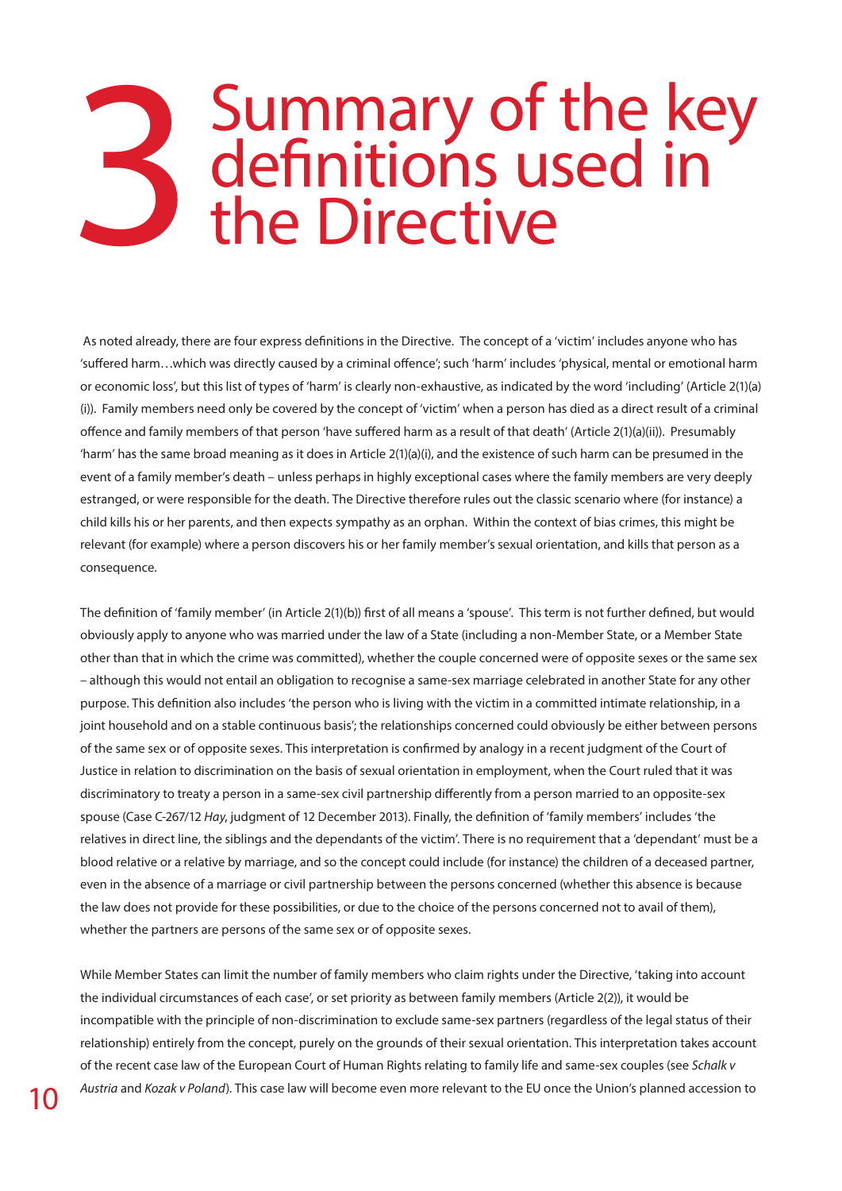# 3 Summary of the key definitions used in the Directive

As noted already, there are four express definitions in the Directive. The concept of a 'victim' includes anyone who has 'suffered harm…which was directly caused by a criminal offence'; such 'harm' includes 'physical, mental or emotional harm or economic loss', but this list of types of 'harm' is clearly non-exhaustive, as indicated by the word 'including' (Article 2(1)(a)(i)). Family members need only be covered by the concept of 'victim' when a person has died as a direct result of a criminal offence and family members of that person 'have suffered harm as a result of that death' (Article 2(1)(a)(ii)). Presumably 'harm' has the same broad meaning as it does in Article 2(1)(a)(i), and the existence of such harm can be presumed in the event of a family member's death – unless perhaps in highly exceptional cases where the family members are very deeply estranged, or were responsible for the death. The Directive therefore rules out the classic scenario where (for instance) a child kills his or her parents, and then expects sympathy as an orphan. Within the context of bias crimes, this might be relevant (for example) where a person discovers his or her family member's sexual orientation, and kills that person as a consequence.

The definition of 'family member' (in Article 2(1)(b)) first of all means a 'spouse'. This term is not further defined, but would obviously apply to anyone who was married under the law of a State (including a non-Member State, or a Member State other than that in which the crime was committed), whether the couple concerned were of opposite sexes or the same sex – although this would not entail an obligation to recognise a same-sex marriage celebrated in another State for any other purpose. This definition also includes 'the person who is living with the victim in a committed intimate relationship, in a joint household and on a stable continuous basis'; the relationships concerned could obviously be either between persons of the same sex or of opposite sexes. This interpretation is confirmed by analogy in a recent judgment of the Court of Justice in relation to discrimination on the basis of sexual orientation in employment, when the Court ruled that it was discriminatory to treaty a person in a same-sex civil partnership differently from a person married to an opposite-sex spouse (Case C-267/12 *Hay*, judgment of 12 December 2013). Finally, the definition of 'family members' includes 'the relatives in direct line, the siblings and the dependants of the victim'. There is no requirement that a 'dependant' must be a blood relative or a relative by marriage, and so the concept could include (for instance) the children of a deceased partner, even in the absence of a marriage or civil partnership between the persons concerned (whether this absence is because the law does not provide for these possibilities, or due to the choice of the persons concerned not to avail of them), whether the partners are persons of the same sex or of opposite sexes.

While Member States can limit the number of family members who claim rights under the Directive, 'taking into account the individual circumstances of each case', or set priority as between family members (Article 2(2)), it would be incompatible with the principle of non-discrimination to exclude same-sex partners (regardless of the legal status of their relationship) entirely from the concept, purely on the grounds of their sexual orientation. This interpretation takes account of the recent case law of the European Court of Human Rights relating to family life and same-sex couples (see *Schalk v Austria* and *Kozak v Poland*). This case law will become even more relevant to the EU once the Union's planned accession to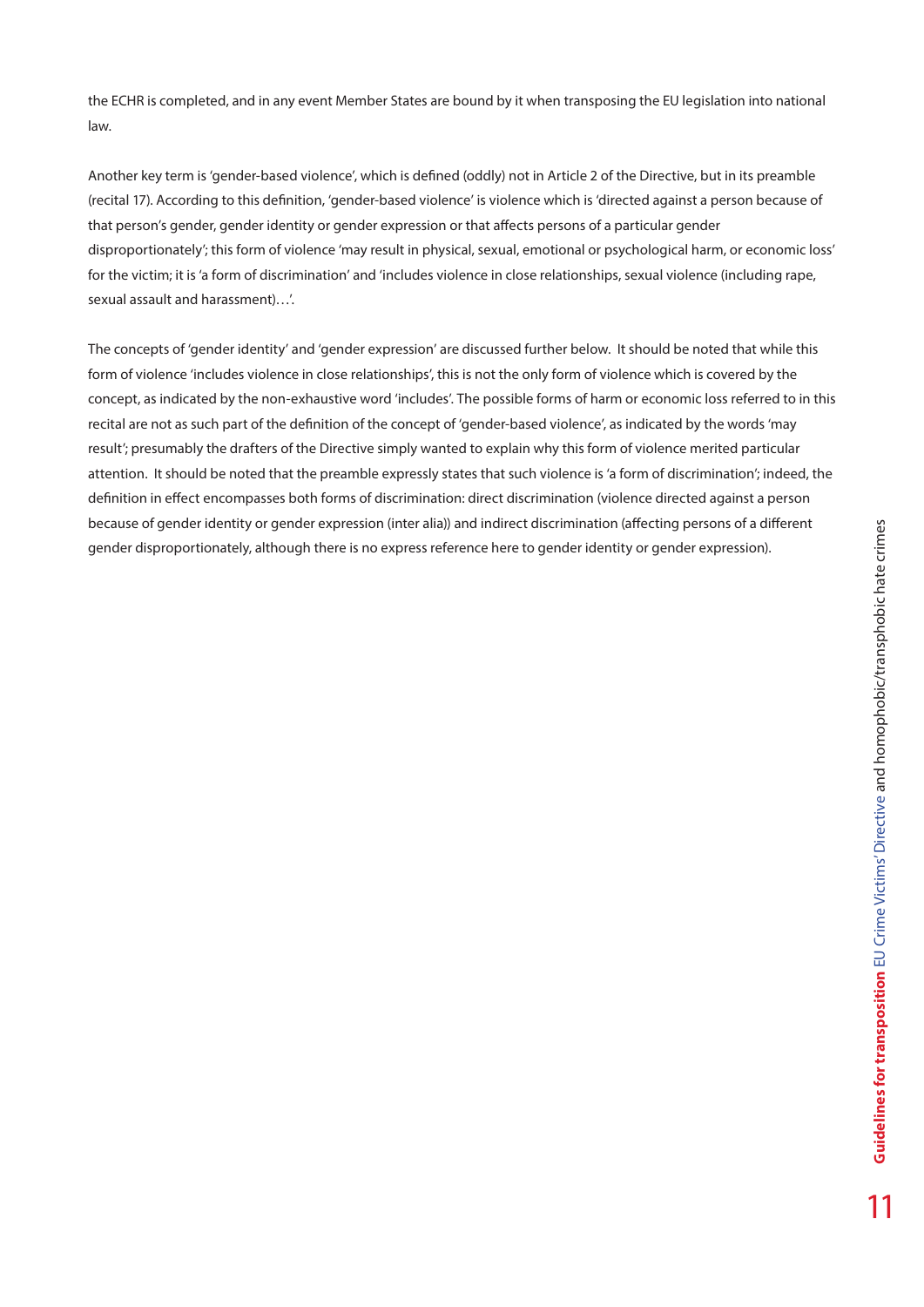the ECHR is completed, and in any event Member States are bound by it when transposing the EU legislation into national law.

Another key term is 'gender-based violence', which is defined (oddly) not in Article 2 of the Directive, but in its preamble (recital 17). According to this definition, 'gender-based violence' is violence which is 'directed against a person because of that person's gender, gender identity or gender expression or that affects persons of a particular gender disproportionately'; this form of violence 'may result in physical, sexual, emotional or psychological harm, or economic loss' for the victim; it is 'a form of discrimination' and 'includes violence in close relationships, sexual violence (including rape, sexual assault and harassment)…'.

The concepts of 'gender identity' and 'gender expression' are discussed further below. It should be noted that while this form of violence 'includes violence in close relationships', this is not the only form of violence which is covered by the concept, as indicated by the non-exhaustive word 'includes'. The possible forms of harm or economic loss referred to in this recital are not as such part of the definition of the concept of 'gender-based violence', as indicated by the words 'may result'; presumably the drafters of the Directive simply wanted to explain why this form of violence merited particular attention. It should be noted that the preamble expressly states that such violence is 'a form of discrimination'; indeed, the definition in effect encompasses both forms of discrimination: direct discrimination (violence directed against a person because of gender identity or gender expression (inter alia)) and indirect discrimination (affecting persons of a different gender disproportionately, although there is no express reference here to gender identity or gender expression).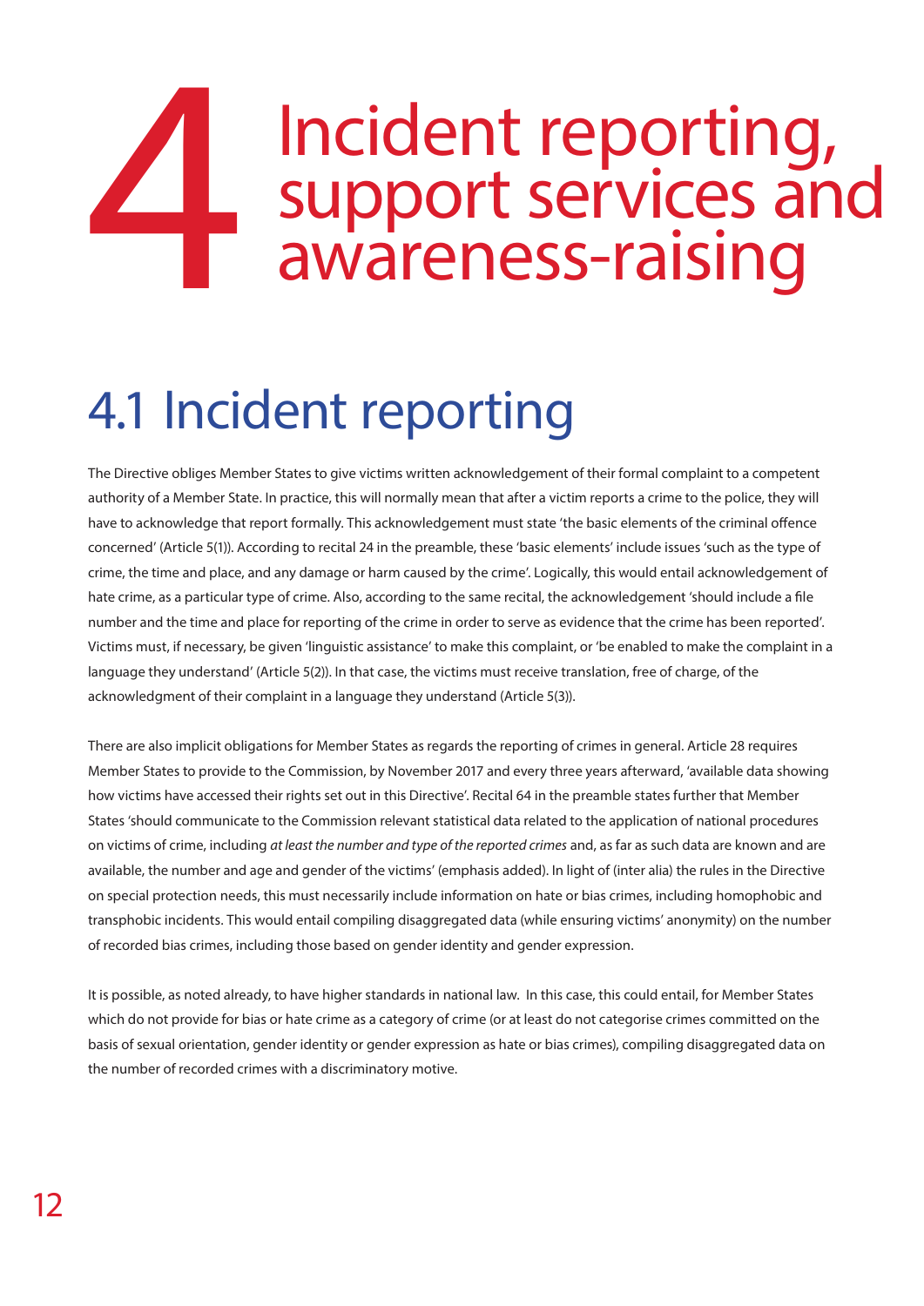# 4 Incident reporting, support services and awareness-raising

## 4.1 Incident reporting

The Directive obliges Member States to give victims written acknowledgement of their formal complaint to a competent authority of a Member State. In practice, this will normally mean that after a victim reports a crime to the police, they will have to acknowledge that report formally. This acknowledgement must state 'the basic elements of the criminal offence concerned' (Article 5(1)). According to recital 24 in the preamble, these 'basic elements' include issues 'such as the type of crime, the time and place, and any damage or harm caused by the crime'. Logically, this would entail acknowledgement of hate crime, as a particular type of crime. Also, according to the same recital, the acknowledgement 'should include a file number and the time and place for reporting of the crime in order to serve as evidence that the crime has been reported'. Victims must, if necessary, be given 'linguistic assistance' to make this complaint, or 'be enabled to make the complaint in a language they understand' (Article 5(2)). In that case, the victims must receive translation, free of charge, of the acknowledgment of their complaint in a language they understand (Article 5(3)).

There are also implicit obligations for Member States as regards the reporting of crimes in general. Article 28 requires Member States to provide to the Commission, by November 2017 and every three years afterward, 'available data showing how victims have accessed their rights set out in this Directive'. Recital 64 in the preamble states further that Member States 'should communicate to the Commission relevant statistical data related to the application of national procedures on victims of crime, including *at least the number and type of the reported crimes* and, as far as such data are known and are available, the number and age and gender of the victims' (emphasis added). In light of (inter alia) the rules in the Directive on special protection needs, this must necessarily include information on hate or bias crimes, including homophobic and transphobic incidents. This would entail compiling disaggregated data (while ensuring victims' anonymity) on the number of recorded bias crimes, including those based on gender identity and gender expression.

It is possible, as noted already, to have higher standards in national law. In this case, this could entail, for Member States which do not provide for bias or hate crime as a category of crime (or at least do not categorise crimes committed on the basis of sexual orientation, gender identity or gender expression as hate or bias crimes), compiling disaggregated data on the number of recorded crimes with a discriminatory motive.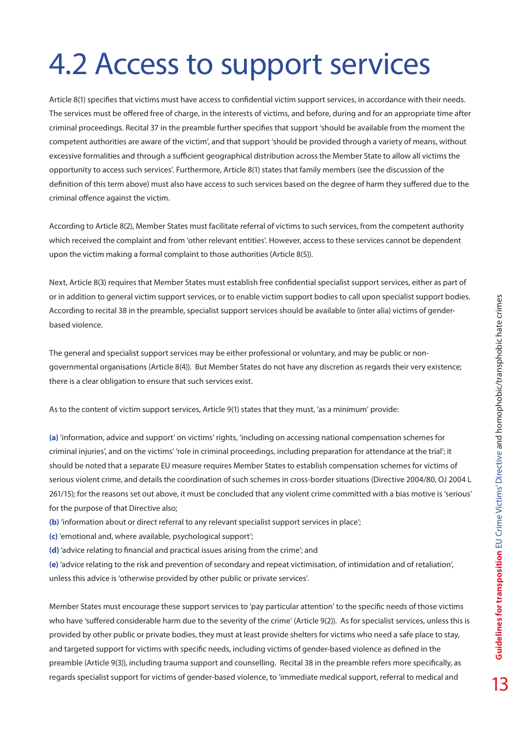# 4.2 Access to support services

Article 8(1) specifies that victims must have access to confidential victim support services, in accordance with their needs. The services must be offered free of charge, in the interests of victims, and before, during and for an appropriate time after criminal proceedings. Recital 37 in the preamble further specifies that support 'should be available from the moment the competent authorities are aware of the victim', and that support 'should be provided through a variety of means, without excessive formalities and through a sufficient geographical distribution across the Member State to allow all victims the opportunity to access such services'. Furthermore, Article 8(1) states that family members (see the discussion of the definition of this term above) must also have access to such services based on the degree of harm they suffered due to the criminal offence against the victim.

According to Article 8(2), Member States must facilitate referral of victims to such services, from the competent authority which received the complaint and from 'other relevant entities'. However, access to these services cannot be dependent upon the victim making a formal complaint to those authorities (Article 8(5)).

Next, Article 8(3) requires that Member States must establish free confidential specialist support services, either as part of or in addition to general victim support services, or to enable victim support bodies to call upon specialist support bodies. According to recital 38 in the preamble, specialist support services should be available to (inter alia) victims of gender-based violence.

The general and specialist support services may be either professional or voluntary, and may be public or non-governmental organisations (Article 8(4)). But Member States do not have any discretion as regards their very existence; there is a clear obligation to ensure that such services exist.

As to the content of victim support services, Article 9(1) states that they must, 'as a minimum' provide:

**(a)** 'information, advice and support' on victims' rights, 'including on accessing national compensation schemes for criminal injuries', and on the victims' 'role in criminal proceedings, including preparation for attendance at the trial'; it should be noted that a separate EU measure requires Member States to establish compensation schemes for victims of serious violent crime, and details the coordination of such schemes in cross-border situations (Directive 2004/80, OJ 2004 L 261/15); for the reasons set out above, it must be concluded that any violent crime committed with a bias motive is 'serious' for the purpose of that Directive also;
**(b)** 'information about or direct referral to any relevant specialist support services in place';
**(c)** 'emotional and, where available, psychological support';
**(d)** 'advice relating to financial and practical issues arising from the crime'; and
**(e)** 'advice relating to the risk and prevention of secondary and repeat victimisation, of intimidation and of retaliation', unless this advice is 'otherwise provided by other public or private services'.

Member States must encourage these support services to 'pay particular attention' to the specific needs of those victims who have 'suffered considerable harm due to the severity of the crime' (Article 9(2)). As for specialist services, unless this is provided by other public or private bodies, they must at least provide shelters for victims who need a safe place to stay, and targeted support for victims with specific needs, including victims of gender-based violence as defined in the preamble (Article 9(3)), including trauma support and counselling. Recital 38 in the preamble refers more specifically, as regards specialist support for victims of gender-based violence, to 'immediate medical support, referral to medical and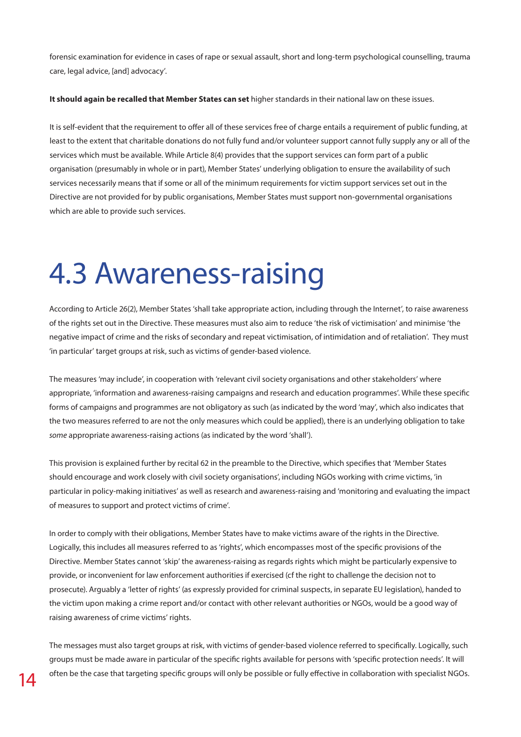forensic examination for evidence in cases of rape or sexual assault, short and long-term psychological counselling, trauma care, legal advice, [and] advocacy'.

**It should again be recalled that Member States can set** higher standards in their national law on these issues.

It is self-evident that the requirement to offer all of these services free of charge entails a requirement of public funding, at least to the extent that charitable donations do not fully fund and/or volunteer support cannot fully supply any or all of the services which must be available. While Article 8(4) provides that the support services can form part of a public organisation (presumably in whole or in part), Member States' underlying obligation to ensure the availability of such services necessarily means that if some or all of the minimum requirements for victim support services set out in the Directive are not provided for by public organisations, Member States must support non-governmental organisations which are able to provide such services.

# 4.3 Awareness-raising

According to Article 26(2), Member States 'shall take appropriate action, including through the Internet', to raise awareness of the rights set out in the Directive. These measures must also aim to reduce 'the risk of victimisation' and minimise 'the negative impact of crime and the risks of secondary and repeat victimisation, of intimidation and of retaliation'. They must 'in particular' target groups at risk, such as victims of gender-based violence.

The measures 'may include', in cooperation with 'relevant civil society organisations and other stakeholders' where appropriate, 'information and awareness-raising campaigns and research and education programmes'. While these specific forms of campaigns and programmes are not obligatory as such (as indicated by the word 'may', which also indicates that the two measures referred to are not the only measures which could be applied), there is an underlying obligation to take *some* appropriate awareness-raising actions (as indicated by the word 'shall').

This provision is explained further by recital 62 in the preamble to the Directive, which specifies that 'Member States should encourage and work closely with civil society organisations', including NGOs working with crime victims, 'in particular in policy-making initiatives' as well as research and awareness-raising and 'monitoring and evaluating the impact of measures to support and protect victims of crime'.

In order to comply with their obligations, Member States have to make victims aware of the rights in the Directive. Logically, this includes all measures referred to as 'rights', which encompasses most of the specific provisions of the Directive. Member States cannot 'skip' the awareness-raising as regards rights which might be particularly expensive to provide, or inconvenient for law enforcement authorities if exercised (cf the right to challenge the decision not to prosecute). Arguably a 'letter of rights' (as expressly provided for criminal suspects, in separate EU legislation), handed to the victim upon making a crime report and/or contact with other relevant authorities or NGOs, would be a good way of raising awareness of crime victims' rights.

The messages must also target groups at risk, with victims of gender-based violence referred to specifically. Logically, such groups must be made aware in particular of the specific rights available for persons with 'specific protection needs'. It will often be the case that targeting specific groups will only be possible or fully effective in collaboration with specialist NGOs.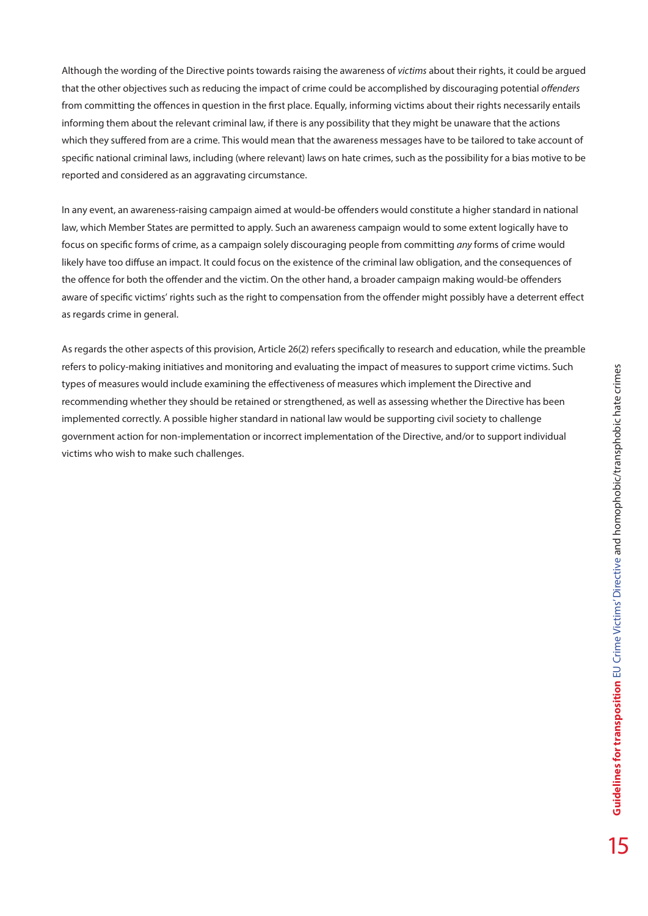Although the wording of the Directive points towards raising the awareness of *victims* about their rights, it could be argued that the other objectives such as reducing the impact of crime could be accomplished by discouraging potential *offenders* from committing the offences in question in the first place. Equally, informing victims about their rights necessarily entails informing them about the relevant criminal law, if there is any possibility that they might be unaware that the actions which they suffered from are a crime. This would mean that the awareness messages have to be tailored to take account of specific national criminal laws, including (where relevant) laws on hate crimes, such as the possibility for a bias motive to be reported and considered as an aggravating circumstance.

In any event, an awareness-raising campaign aimed at would-be offenders would constitute a higher standard in national law, which Member States are permitted to apply. Such an awareness campaign would to some extent logically have to focus on specific forms of crime, as a campaign solely discouraging people from committing *any* forms of crime would likely have too diffuse an impact. It could focus on the existence of the criminal law obligation, and the consequences of the offence for both the offender and the victim. On the other hand, a broader campaign making would-be offenders aware of specific victims' rights such as the right to compensation from the offender might possibly have a deterrent effect as regards crime in general.

As regards the other aspects of this provision, Article 26(2) refers specifically to research and education, while the preamble refers to policy-making initiatives and monitoring and evaluating the impact of measures to support crime victims. Such types of measures would include examining the effectiveness of measures which implement the Directive and recommending whether they should be retained or strengthened, as well as assessing whether the Directive has been implemented correctly. A possible higher standard in national law would be supporting civil society to challenge government action for non-implementation or incorrect implementation of the Directive, and/or to support individual victims who wish to make such challenges.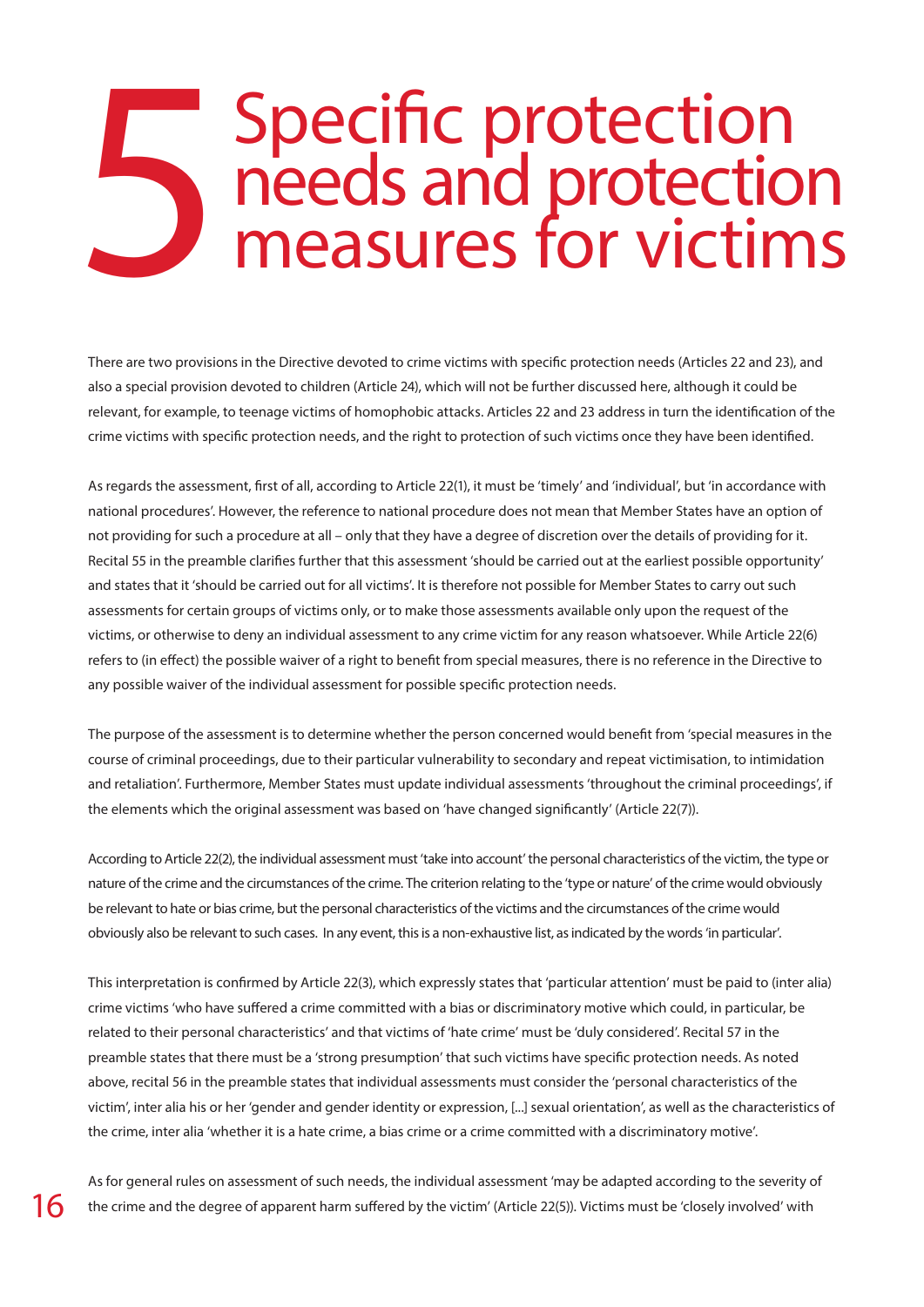# 5 Specific protection needs and protection measures for victims

There are two provisions in the Directive devoted to crime victims with specific protection needs (Articles 22 and 23), and also a special provision devoted to children (Article 24), which will not be further discussed here, although it could be relevant, for example, to teenage victims of homophobic attacks. Articles 22 and 23 address in turn the identification of the crime victims with specific protection needs, and the right to protection of such victims once they have been identified.

As regards the assessment, first of all, according to Article 22(1), it must be 'timely' and 'individual', but 'in accordance with national procedures'. However, the reference to national procedure does not mean that Member States have an option of not providing for such a procedure at all – only that they have a degree of discretion over the details of providing for it. Recital 55 in the preamble clarifies further that this assessment 'should be carried out at the earliest possible opportunity' and states that it 'should be carried out for all victims'. It is therefore not possible for Member States to carry out such assessments for certain groups of victims only, or to make those assessments available only upon the request of the victims, or otherwise to deny an individual assessment to any crime victim for any reason whatsoever. While Article 22(6) refers to (in effect) the possible waiver of a right to benefit from special measures, there is no reference in the Directive to any possible waiver of the individual assessment for possible specific protection needs.

The purpose of the assessment is to determine whether the person concerned would benefit from 'special measures in the course of criminal proceedings, due to their particular vulnerability to secondary and repeat victimisation, to intimidation and retaliation'. Furthermore, Member States must update individual assessments 'throughout the criminal proceedings', if the elements which the original assessment was based on 'have changed significantly' (Article 22(7)).

According to Article 22(2), the individual assessment must 'take into account' the personal characteristics of the victim, the type or nature of the crime and the circumstances of the crime. The criterion relating to the 'type or nature' of the crime would obviously be relevant to hate or bias crime, but the personal characteristics of the victims and the circumstances of the crime would obviously also be relevant to such cases. In any event, this is a non-exhaustive list, as indicated by the words 'in particular'.

This interpretation is confirmed by Article 22(3), which expressly states that 'particular attention' must be paid to (inter alia) crime victims 'who have suffered a crime committed with a bias or discriminatory motive which could, in particular, be related to their personal characteristics' and that victims of 'hate crime' must be 'duly considered'. Recital 57 in the preamble states that there must be a 'strong presumption' that such victims have specific protection needs. As noted above, recital 56 in the preamble states that individual assessments must consider the 'personal characteristics of the victim', inter alia his or her 'gender and gender identity or expression, [...] sexual orientation', as well as the characteristics of the crime, inter alia 'whether it is a hate crime, a bias crime or a crime committed with a discriminatory motive'.

As for general rules on assessment of such needs, the individual assessment 'may be adapted according to the severity of the crime and the degree of apparent harm suffered by the victim' (Article 22(5)). Victims must be 'closely involved' with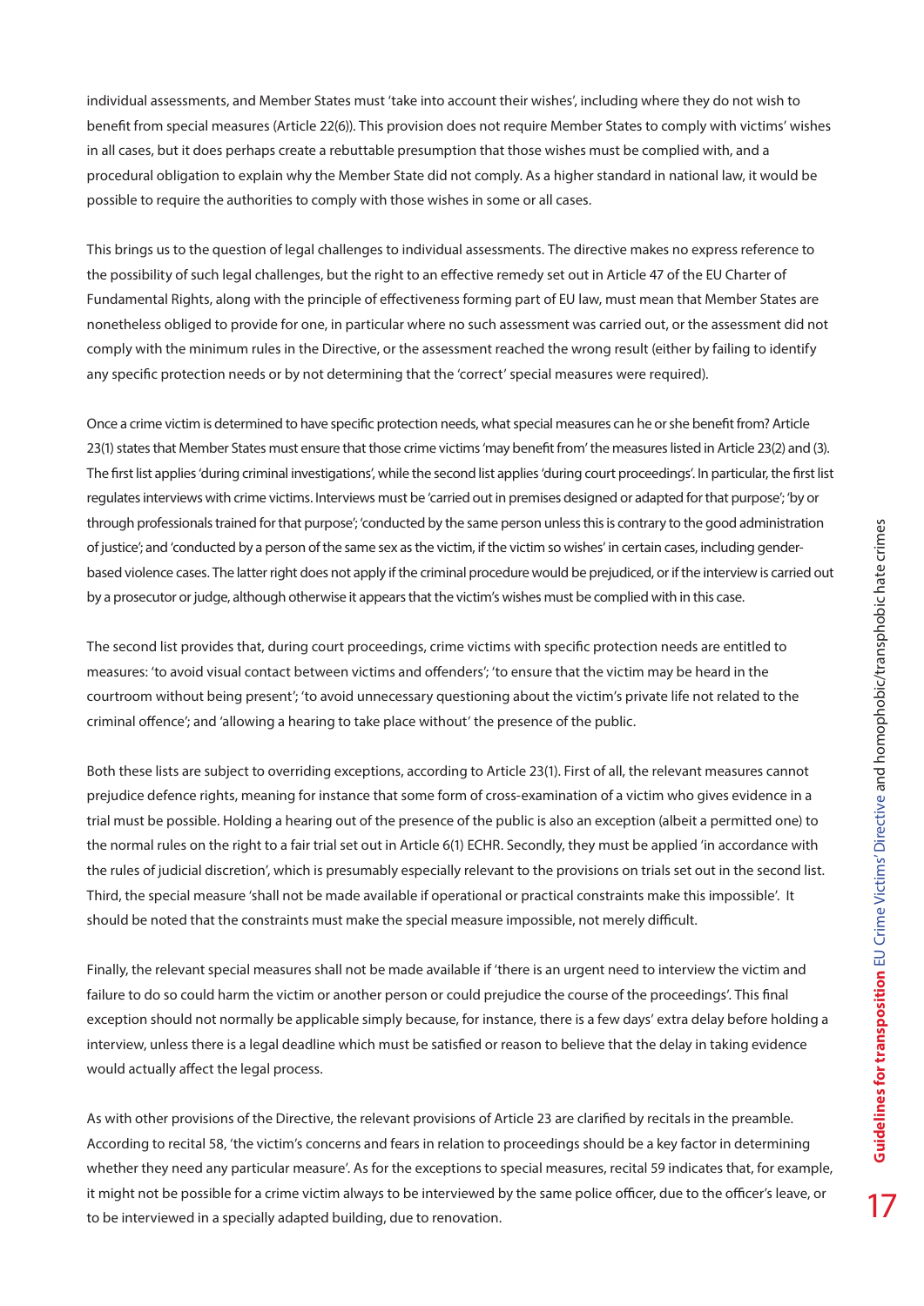individual assessments, and Member States must 'take into account their wishes', including where they do not wish to benefit from special measures (Article 22(6)). This provision does not require Member States to comply with victims' wishes in all cases, but it does perhaps create a rebuttable presumption that those wishes must be complied with, and a procedural obligation to explain why the Member State did not comply. As a higher standard in national law, it would be possible to require the authorities to comply with those wishes in some or all cases.

This brings us to the question of legal challenges to individual assessments. The directive makes no express reference to the possibility of such legal challenges, but the right to an effective remedy set out in Article 47 of the EU Charter of Fundamental Rights, along with the principle of effectiveness forming part of EU law, must mean that Member States are nonetheless obliged to provide for one, in particular where no such assessment was carried out, or the assessment did not comply with the minimum rules in the Directive, or the assessment reached the wrong result (either by failing to identify any specific protection needs or by not determining that the 'correct' special measures were required).

Once a crime victim is determined to have specific protection needs, what special measures can he or she benefit from? Article 23(1) states that Member States must ensure that those crime victims 'may benefit from' the measures listed in Article 23(2) and (3). The first list applies 'during criminal investigations', while the second list applies 'during court proceedings'. In particular, the first list regulates interviews with crime victims. Interviews must be 'carried out in premises designed or adapted for that purpose'; 'by or through professionals trained for that purpose'; 'conducted by the same person unless this is contrary to the good administration of justice'; and 'conducted by a person of the same sex as the victim, if the victim so wishes' in certain cases, including gender-based violence cases. The latter right does not apply if the criminal procedure would be prejudiced, or if the interview is carried out by a prosecutor or judge, although otherwise it appears that the victim's wishes must be complied with in this case.

The second list provides that, during court proceedings, crime victims with specific protection needs are entitled to measures: 'to avoid visual contact between victims and offenders'; 'to ensure that the victim may be heard in the courtroom without being present'; 'to avoid unnecessary questioning about the victim's private life not related to the criminal offence'; and 'allowing a hearing to take place without' the presence of the public.

Both these lists are subject to overriding exceptions, according to Article 23(1). First of all, the relevant measures cannot prejudice defence rights, meaning for instance that some form of cross-examination of a victim who gives evidence in a trial must be possible. Holding a hearing out of the presence of the public is also an exception (albeit a permitted one) to the normal rules on the right to a fair trial set out in Article 6(1) ECHR. Secondly, they must be applied 'in accordance with the rules of judicial discretion', which is presumably especially relevant to the provisions on trials set out in the second list. Third, the special measure 'shall not be made available if operational or practical constraints make this impossible'. It should be noted that the constraints must make the special measure impossible, not merely difficult.

Finally, the relevant special measures shall not be made available if 'there is an urgent need to interview the victim and failure to do so could harm the victim or another person or could prejudice the course of the proceedings'. This final exception should not normally be applicable simply because, for instance, there is a few days' extra delay before holding a interview, unless there is a legal deadline which must be satisfied or reason to believe that the delay in taking evidence would actually affect the legal process.

As with other provisions of the Directive, the relevant provisions of Article 23 are clarified by recitals in the preamble. According to recital 58, 'the victim's concerns and fears in relation to proceedings should be a key factor in determining whether they need any particular measure'. As for the exceptions to special measures, recital 59 indicates that, for example, it might not be possible for a crime victim always to be interviewed by the same police officer, due to the officer's leave, or to be interviewed in a specially adapted building, due to renovation.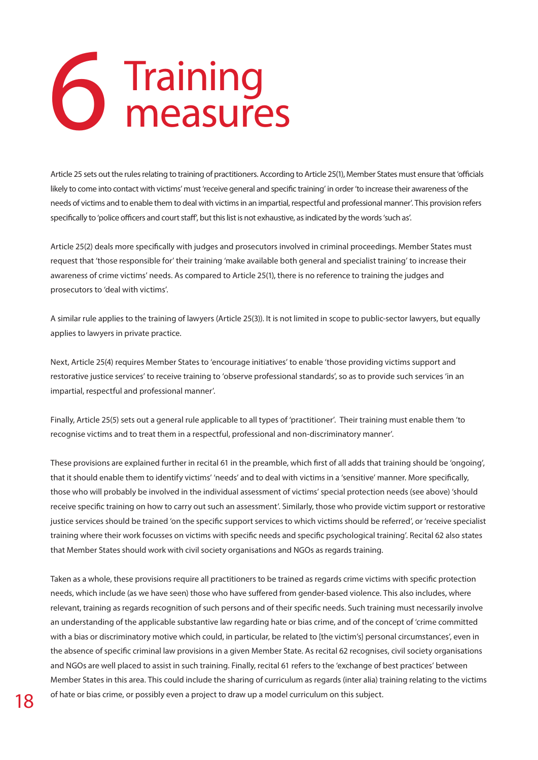# 6 Training measures

Article 25 sets out the rules relating to training of practitioners. According to Article 25(1), Member States must ensure that 'officials likely to come into contact with victims' must 'receive general and specific training' in order 'to increase their awareness of the needs of victims and to enable them to deal with victims in an impartial, respectful and professional manner'. This provision refers specifically to 'police officers and court staff', but this list is not exhaustive, as indicated by the words 'such as'.

Article 25(2) deals more specifically with judges and prosecutors involved in criminal proceedings. Member States must request that 'those responsible for' their training 'make available both general and specialist training' to increase their awareness of crime victims' needs. As compared to Article 25(1), there is no reference to training the judges and prosecutors to 'deal with victims'.

A similar rule applies to the training of lawyers (Article 25(3)). It is not limited in scope to public-sector lawyers, but equally applies to lawyers in private practice.

Next, Article 25(4) requires Member States to 'encourage initiatives' to enable 'those providing victims support and restorative justice services' to receive training to 'observe professional standards', so as to provide such services 'in an impartial, respectful and professional manner'.

Finally, Article 25(5) sets out a general rule applicable to all types of 'practitioner'. Their training must enable them 'to recognise victims and to treat them in a respectful, professional and non-discriminatory manner'.

These provisions are explained further in recital 61 in the preamble, which first of all adds that training should be 'ongoing', that it should enable them to identify victims' 'needs' and to deal with victims in a 'sensitive' manner. More specifically, those who will probably be involved in the individual assessment of victims' special protection needs (see above) 'should receive specific training on how to carry out such an assessment'. Similarly, those who provide victim support or restorative justice services should be trained 'on the specific support services to which victims should be referred', or 'receive specialist training where their work focusses on victims with specific needs and specific psychological training'. Recital 62 also states that Member States should work with civil society organisations and NGOs as regards training.

Taken as a whole, these provisions require all practitioners to be trained as regards crime victims with specific protection needs, which include (as we have seen) those who have suffered from gender-based violence. This also includes, where relevant, training as regards recognition of such persons and of their specific needs. Such training must necessarily involve an understanding of the applicable substantive law regarding hate or bias crime, and of the concept of 'crime committed with a bias or discriminatory motive which could, in particular, be related to [the victim's] personal circumstances', even in the absence of specific criminal law provisions in a given Member State. As recital 62 recognises, civil society organisations and NGOs are well placed to assist in such training. Finally, recital 61 refers to the 'exchange of best practices' between Member States in this area. This could include the sharing of curriculum as regards (inter alia) training relating to the victims of hate or bias crime, or possibly even a project to draw up a model curriculum on this subject.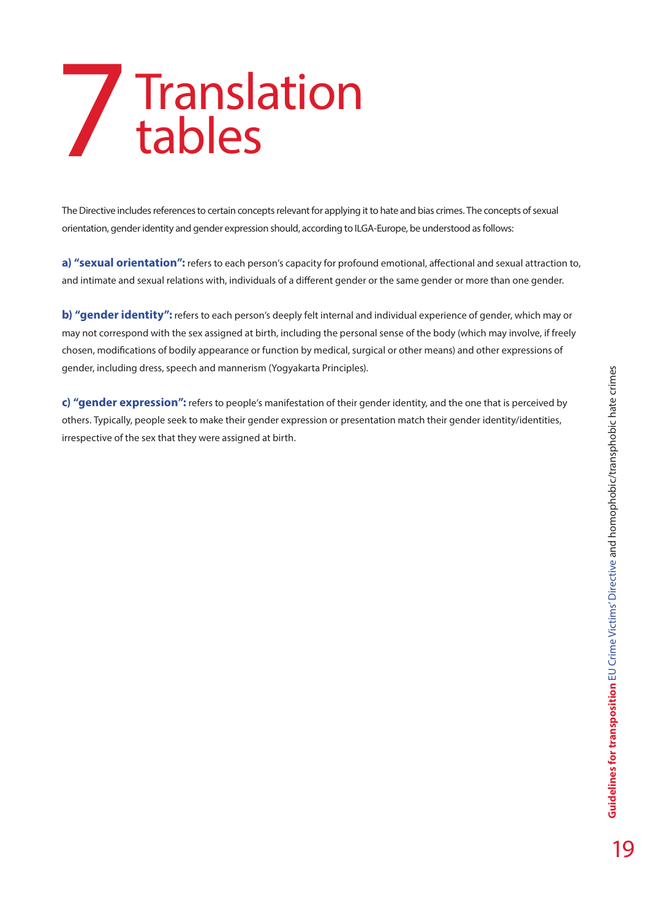# 7 Translation tables

The Directive includes references to certain concepts relevant for applying it to hate and bias crimes. The concepts of sexual orientation, gender identity and gender expression should, according to ILGA-Europe, be understood as follows:

**a) "sexual orientation":** refers to each person's capacity for profound emotional, affectional and sexual attraction to, and intimate and sexual relations with, individuals of a different gender or the same gender or more than one gender.

**b) "gender identity":** refers to each person's deeply felt internal and individual experience of gender, which may or may not correspond with the sex assigned at birth, including the personal sense of the body (which may involve, if freely chosen, modifications of bodily appearance or function by medical, surgical or other means) and other expressions of gender, including dress, speech and mannerism (Yogyakarta Principles).

**c) "gender expression":** refers to people's manifestation of their gender identity, and the one that is perceived by others. Typically, people seek to make their gender expression or presentation match their gender identity/identities, irrespective of the sex that they were assigned at birth.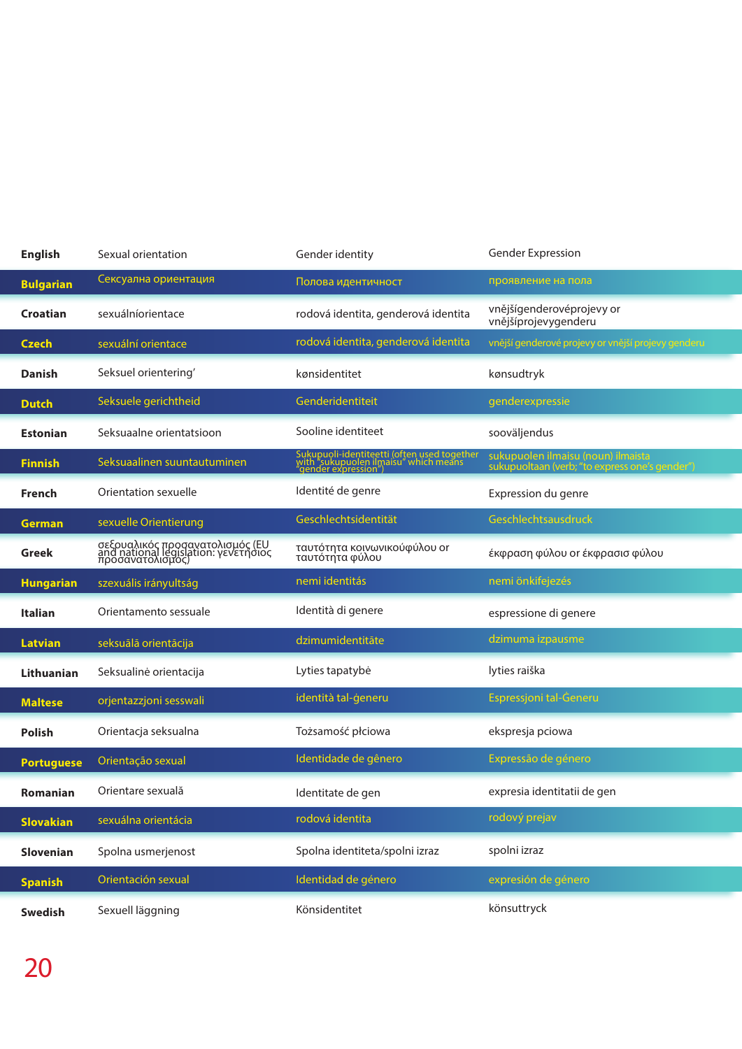| English | Sexual orientation | Gender identity | Gender Expression |
|---|---|---|---|
| Bulgarian | Сексуална ориентация | Полова идентичност | проявление на пола |
| Croatian | sexuálníorientace | rodová identita, genderová identita | vnějšígenderovéprojevy or vnějšíprojevygenderu |
| Czech | sexuální orientace | rodová identita, genderová identita | vnější genderové projevy or vnější projevy genderu |
| Danish | Seksuel orientering’ | kønsidentitet | kønsudtryk |
| Dutch | Seksuele gerichtheid | Genderidentiteit | genderexpressie |
| Estonian | Seksuaalne orientatsioon | Sooline identiteet | sooväljendus |
| Finnish | Seksuaalinen suuntautuminen | Sukupuoli-identiteetti (often used together with "sukupuolen ilmaisu" which means "gender expression") | sukupuolen ilmaisu (noun) ilmaista sukupuoltaan (verb; "to express one's gender") |
| French | Orientation sexuelle | Identité de genre | Expression du genre |
| German | sexuelle Orientierung | Geschlechtsidentität | Geschlechtsausdruck |
| Greek | σεξουαλικός προσανατολισμός (EU and national legislation: γενετήσιος προσανατολισμός) | ταυτότητα κοινωνικούφύλου or ταυτότητα φύλου | έκφραση φύλου or έκφρασισ φύλου |
| Hungarian | szexuális irányultság | nemi identitás | nemi önkifejezés |
| Italian | Orientamento sessuale | Identità di genere | espressione di genere |
| Latvian | seksuālā orientācija | dzimumidentitāte | dzimuma izpausme |
| Lithuanian | Seksualinė orientacija | Lyties tapatybė | lyties raiška |
| Maltese | orjentazzjoni sesswali | identità tal-ġeneru | Espressjoni tal-Ġeneru |
| Polish | Orientacja seksualna | Tożsamość płciowa | ekspresja pciowa |
| Portuguese | Orientação sexual | Identidade de gênero | Expressão de gênero |
| Romanian | Orientare sexuală | Identitate de gen | expresia identitatii de gen |
| Slovakian | sexuálna orientácia | rodová identita | rodový prejav |
| Slovenian | Spolna usmerjenost | Spolna identiteta/spolni izraz | spolni izraz |
| Spanish | Orientación sexual | Identidad de género | expresión de género |
| Swedish | Sexuell läggning | Könsidentitet | könsuttryck |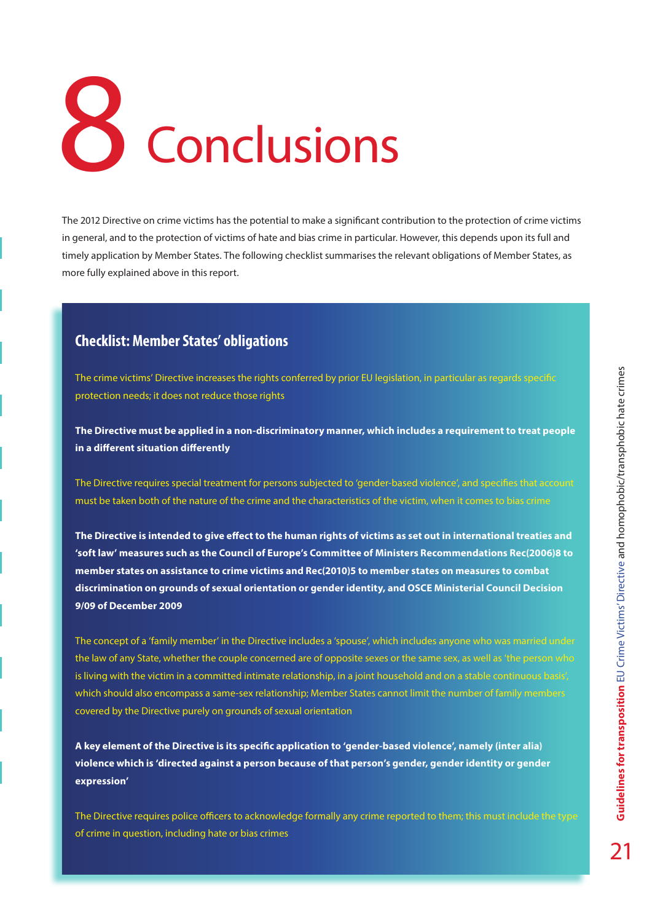# 8 Conclusions

The 2012 Directive on crime victims has the potential to make a significant contribution to the protection of crime victims in general, and to the protection of victims of hate and bias crime in particular. However, this depends upon its full and timely application by Member States. The following checklist summarises the relevant obligations of Member States, as more fully explained above in this report.

## Checklist: Member States' obligations

The crime victims' Directive increases the rights conferred by prior EU legislation, in particular as regards specific protection needs; it does not reduce those rights

**The Directive must be applied in a non-discriminatory manner, which includes a requirement to treat people in a different situation differently**

The Directive requires special treatment for persons subjected to 'gender-based violence', and specifies that account must be taken both of the nature of the crime and the characteristics of the victim, when it comes to bias crime

**The Directive is intended to give effect to the human rights of victims as set out in international treaties and 'soft law' measures such as the Council of Europe's Committee of Ministers Recommendations Rec(2006)8 to member states on assistance to crime victims and Rec(2010)5 to member states on measures to combat discrimination on grounds of sexual orientation or gender identity, and OSCE Ministerial Council Decision 9/09 of December 2009**

The concept of a 'family member' in the Directive includes a 'spouse', which includes anyone who was married under the law of any State, whether the couple concerned are of opposite sexes or the same sex, as well as 'the person who is living with the victim in a committed intimate relationship, in a joint household and on a stable continuous basis', which should also encompass a same-sex relationship; Member States cannot limit the number of family members covered by the Directive purely on grounds of sexual orientation

**A key element of the Directive is its specific application to 'gender-based violence', namely (inter alia) violence which is 'directed against a person because of that person's gender, gender identity or gender expression'**

The Directive requires police officers to acknowledge formally any crime reported to them; this must include the type of crime in question, including hate or bias crimes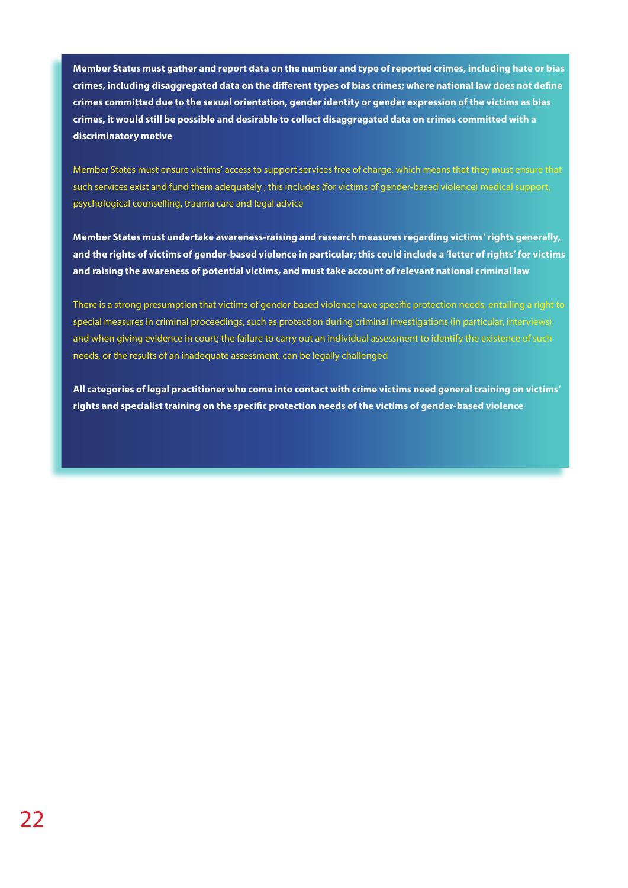**Member States must gather and report data on the number and type of reported crimes, including hate or bias crimes, including disaggregated data on the different types of bias crimes; where national law does not define crimes committed due to the sexual orientation, gender identity or gender expression of the victims as bias crimes, it would still be possible and desirable to collect disaggregated data on crimes committed with a discriminatory motive**

Member States must ensure victims' access to support services free of charge, which means that they must ensure that such services exist and fund them adequately ; this includes (for victims of gender-based violence) medical support, psychological counselling, trauma care and legal advice

**Member States must undertake awareness-raising and research measures regarding victims' rights generally, and the rights of victims of gender-based violence in particular; this could include a 'letter of rights' for victims and raising the awareness of potential victims, and must take account of relevant national criminal law**

There is a strong presumption that victims of gender-based violence have specific protection needs, entailing a right to special measures in criminal proceedings, such as protection during criminal investigations (in particular, interviews) and when giving evidence in court; the failure to carry out an individual assessment to identify the existence of such needs, or the results of an inadequate assessment, can be legally challenged

**All categories of legal practitioner who come into contact with crime victims need general training on victims' rights and specialist training on the specific protection needs of the victims of gender-based violence**